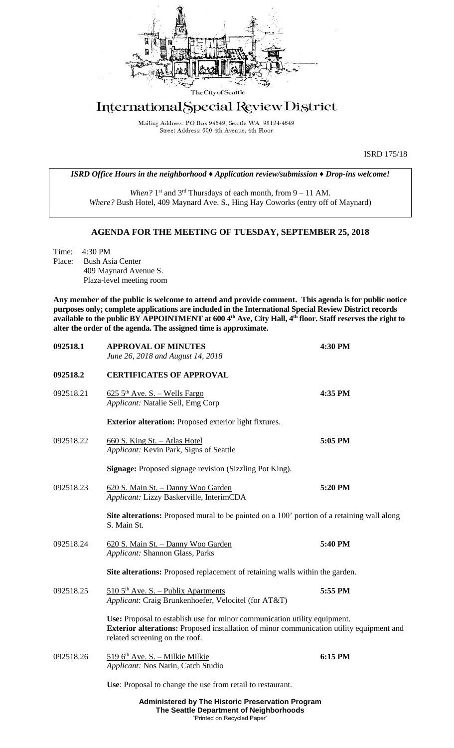The City of Seattle

# International Special Review District

Mailing Address: PO Box 94649, Seattle WA 98124-4649
Street Address: 600 4th Avenue, 4th Floor

ISRD 175/18

***ISRD Office Hours in the neighborhood ♦ Application review/submission ♦ Drop-ins welcome!***

*When?* 1st and 3rd Thursdays of each month, from 9 – 11 AM.
*Where?* Bush Hotel, 409 Maynard Ave. S., Hing Hay Coworks (entry off of Maynard)

## AGENDA FOR THE MEETING OF TUESDAY, SEPTEMBER 25, 2018

Time: 4:30 PM
Place: Bush Asia Center
409 Maynard Avenue S.
Plaza-level meeting room

**Any member of the public is welcome to attend and provide comment. This agenda is for public notice purposes only; complete applications are included in the International Special Review District records available to the public BY APPOINTMENT at 600 4th Ave, City Hall, 4th floor. Staff reserves the right to alter the order of the agenda. The assigned time is approximate.**

**092518.1** **APPROVAL OF MINUTES** **4:30 PM**
*June 26, 2018 and August 14, 2018*

**092518.2** **CERTIFICATES OF APPROVAL**

092518.21 625 5th Ave. S. – Wells Fargo **4:35 PM**
*Applicant:* Natalie Sell, Emg Corp

**Exterior alteration:** Proposed exterior light fixtures.

092518.22 660 S. King St. – Atlas Hotel **5:05 PM**
*Applicant:* Kevin Park, Signs of Seattle

**Signage:** Proposed signage revision (Sizzling Pot King).

092518.23 620 S. Main St. – Danny Woo Garden **5:20 PM**
*Applicant:* Lizzy Baskerville, InterimCDA

**Site alterations:** Proposed mural to be painted on a 100' portion of a retaining wall along S. Main St.

092518.24 620 S. Main St. – Danny Woo Garden **5:40 PM**
*Applicant:* Shannon Glass, Parks

**Site alterations:** Proposed replacement of retaining walls within the garden.

092518.25 510 5th Ave. S. – Publix Apartments **5:55 PM**
*Applicant*: Craig Brunkenhoefer, Velocitel (for AT&T)

**Use:** Proposal to establish use for minor communication utility equipment.
**Exterior alterations:** Proposed installation of minor communication utility equipment and related screening on the roof.

092518.26 519 6th Ave. S. – Milkie Milkie **6:15 PM**
*Applicant:* Nos Narin, Catch Studio

**Use**: Proposal to change the use from retail to restaurant.

**Administered by The Historic Preservation Program**
**The Seattle Department of Neighborhoods**
"Printed on Recycled Paper"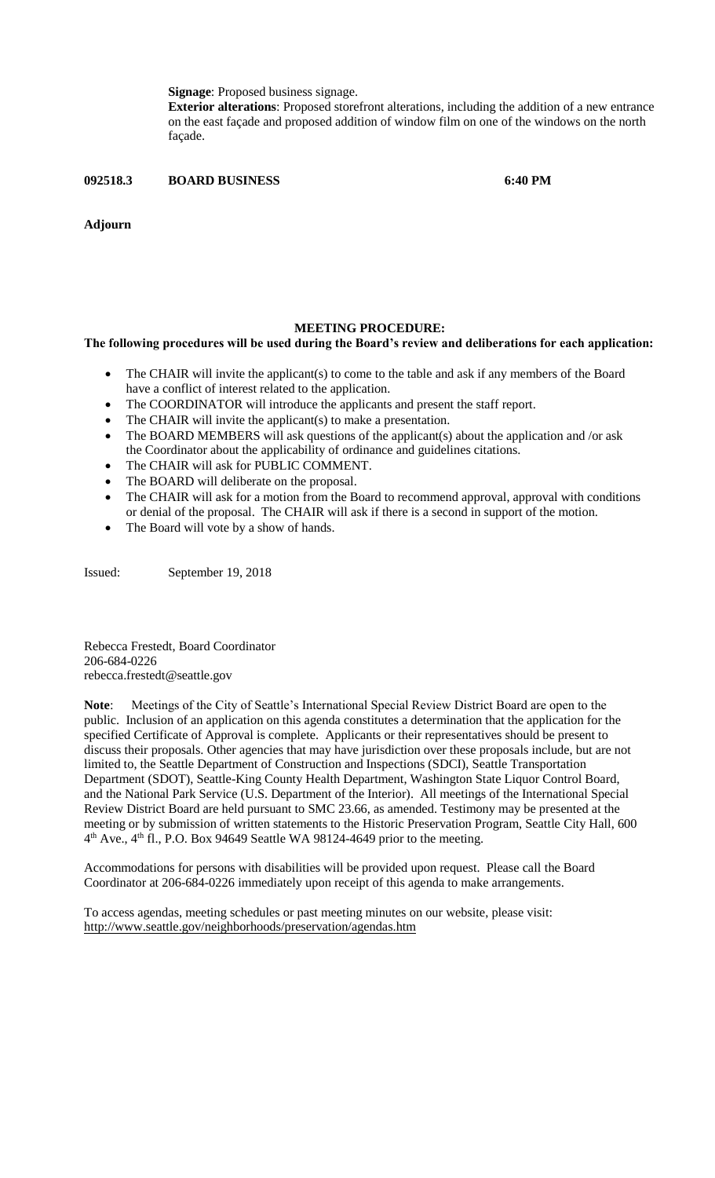**Signage**: Proposed business signage.
**Exterior alterations**: Proposed storefront alterations, including the addition of a new entrance on the east façade and proposed addition of window film on one of the windows on the north façade.

**092518.3 BOARD BUSINESS 6:40 PM**

**Adjourn**

**MEETING PROCEDURE:**

**The following procedures will be used during the Board's review and deliberations for each application:**

- The CHAIR will invite the applicant(s) to come to the table and ask if any members of the Board have a conflict of interest related to the application.
- The COORDINATOR will introduce the applicants and present the staff report.
- The CHAIR will invite the applicant(s) to make a presentation.
- The BOARD MEMBERS will ask questions of the applicant(s) about the application and /or ask the Coordinator about the applicability of ordinance and guidelines citations.
- The CHAIR will ask for PUBLIC COMMENT.
- The BOARD will deliberate on the proposal.
- The CHAIR will ask for a motion from the Board to recommend approval, approval with conditions or denial of the proposal. The CHAIR will ask if there is a second in support of the motion.
- The Board will vote by a show of hands.

Issued: September 19, 2018

Rebecca Frestedt, Board Coordinator
206-684-0226
rebecca.frestedt@seattle.gov

**Note**: Meetings of the City of Seattle's International Special Review District Board are open to the public. Inclusion of an application on this agenda constitutes a determination that the application for the specified Certificate of Approval is complete. Applicants or their representatives should be present to discuss their proposals. Other agencies that may have jurisdiction over these proposals include, but are not limited to, the Seattle Department of Construction and Inspections (SDCI), Seattle Transportation Department (SDOT), Seattle-King County Health Department, Washington State Liquor Control Board, and the National Park Service (U.S. Department of the Interior). All meetings of the International Special Review District Board are held pursuant to SMC 23.66, as amended. Testimony may be presented at the meeting or by submission of written statements to the Historic Preservation Program, Seattle City Hall, 600 4th Ave., 4th fl., P.O. Box 94649 Seattle WA 98124-4649 prior to the meeting.

Accommodations for persons with disabilities will be provided upon request. Please call the Board Coordinator at 206-684-0226 immediately upon receipt of this agenda to make arrangements.

To access agendas, meeting schedules or past meeting minutes on our website, please visit: http://www.seattle.gov/neighborhoods/preservation/agendas.htm